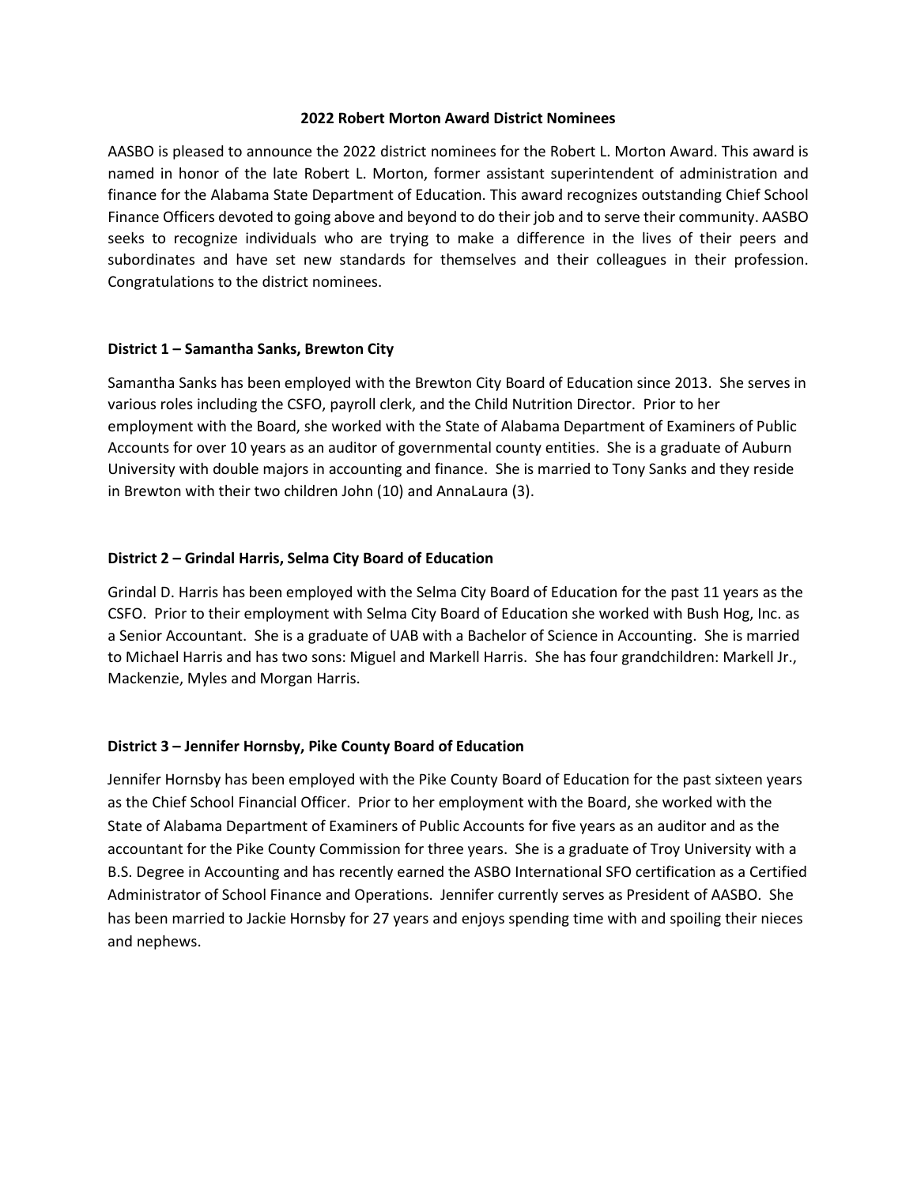# 2022 Robert Morton Award District Nominees

AASBO is pleased to announce the 2022 district nominees for the Robert L. Morton Award. This award is named in honor of the late Robert L. Morton, former assistant superintendent of administration and finance for the Alabama State Department of Education. This award recognizes outstanding Chief School Finance Officers devoted to going above and beyond to do their job and to serve their community. AASBO seeks to recognize individuals who are trying to make a difference in the lives of their peers and subordinates and have set new standards for themselves and their colleagues in their profession. Congratulations to the district nominees.

## District 1 – Samantha Sanks, Brewton City

Samantha Sanks has been employed with the Brewton City Board of Education since 2013. She serves in various roles including the CSFO, payroll clerk, and the Child Nutrition Director. Prior to her employment with the Board, she worked with the State of Alabama Department of Examiners of Public Accounts for over 10 years as an auditor of governmental county entities. She is a graduate of Auburn University with double majors in accounting and finance. She is married to Tony Sanks and they reside in Brewton with their two children John (10) and AnnaLaura (3).

## District 2 – Grindal Harris, Selma City Board of Education

Grindal D. Harris has been employed with the Selma City Board of Education for the past 11 years as the CSFO. Prior to their employment with Selma City Board of Education she worked with Bush Hog, Inc. as a Senior Accountant. She is a graduate of UAB with a Bachelor of Science in Accounting. She is married to Michael Harris and has two sons: Miguel and Markell Harris. She has four grandchildren: Markell Jr., Mackenzie, Myles and Morgan Harris.

## District 3 – Jennifer Hornsby, Pike County Board of Education

Jennifer Hornsby has been employed with the Pike County Board of Education for the past sixteen years as the Chief School Financial Officer. Prior to her employment with the Board, she worked with the State of Alabama Department of Examiners of Public Accounts for five years as an auditor and as the accountant for the Pike County Commission for three years. She is a graduate of Troy University with a B.S. Degree in Accounting and has recently earned the ASBO International SFO certification as a Certified Administrator of School Finance and Operations. Jennifer currently serves as President of AASBO. She has been married to Jackie Hornsby for 27 years and enjoys spending time with and spoiling their nieces and nephews.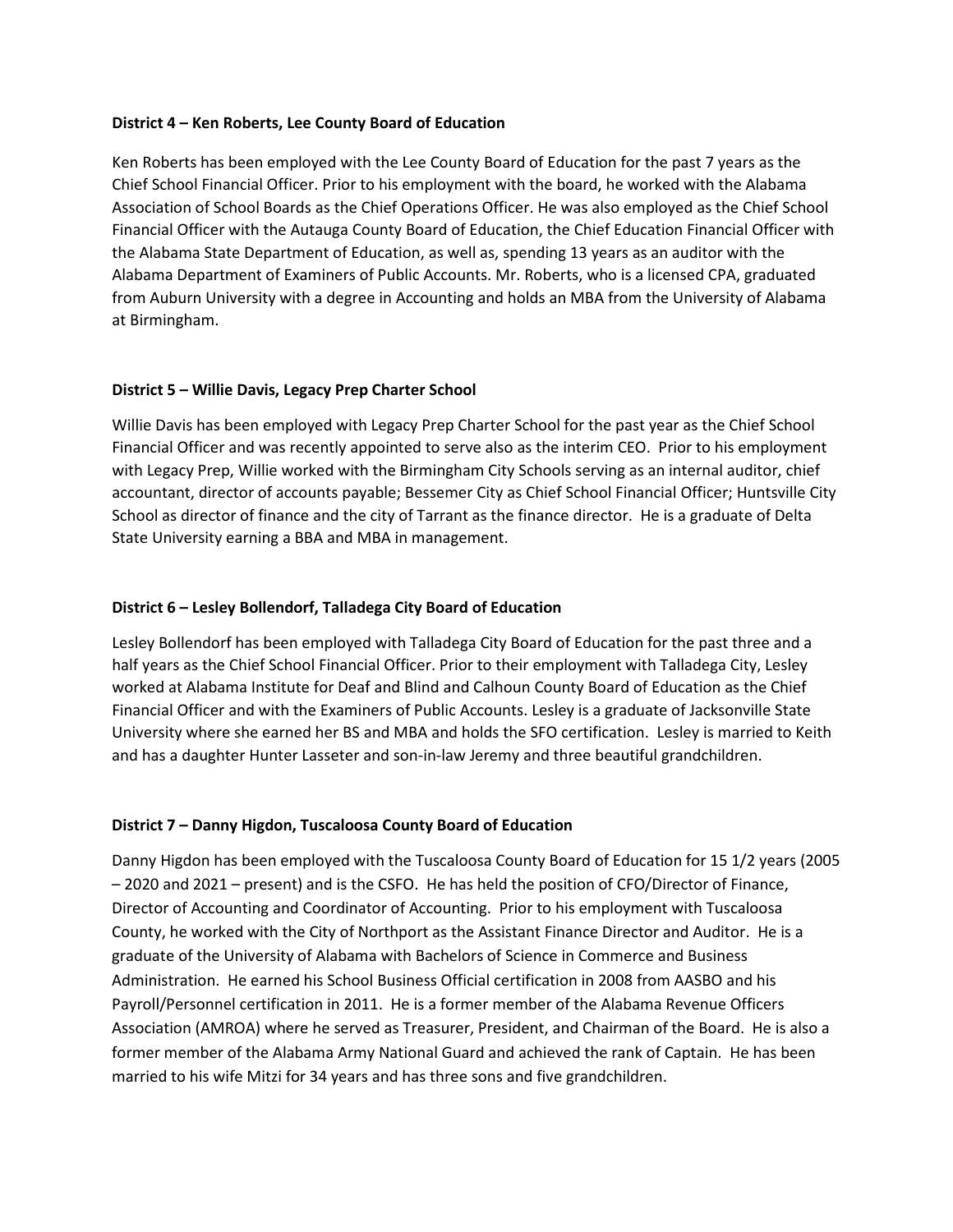**District 4 – Ken Roberts, Lee County Board of Education**

Ken Roberts has been employed with the Lee County Board of Education for the past 7 years as the Chief School Financial Officer. Prior to his employment with the board, he worked with the Alabama Association of School Boards as the Chief Operations Officer. He was also employed as the Chief School Financial Officer with the Autauga County Board of Education, the Chief Education Financial Officer with the Alabama State Department of Education, as well as, spending 13 years as an auditor with the Alabama Department of Examiners of Public Accounts. Mr. Roberts, who is a licensed CPA, graduated from Auburn University with a degree in Accounting and holds an MBA from the University of Alabama at Birmingham.

**District 5 – Willie Davis, Legacy Prep Charter School**

Willie Davis has been employed with Legacy Prep Charter School for the past year as the Chief School Financial Officer and was recently appointed to serve also as the interim CEO. Prior to his employment with Legacy Prep, Willie worked with the Birmingham City Schools serving as an internal auditor, chief accountant, director of accounts payable; Bessemer City as Chief School Financial Officer; Huntsville City School as director of finance and the city of Tarrant as the finance director. He is a graduate of Delta State University earning a BBA and MBA in management.

**District 6 – Lesley Bollendorf, Talladega City Board of Education**

Lesley Bollendorf has been employed with Talladega City Board of Education for the past three and a half years as the Chief School Financial Officer. Prior to their employment with Talladega City, Lesley worked at Alabama Institute for Deaf and Blind and Calhoun County Board of Education as the Chief Financial Officer and with the Examiners of Public Accounts. Lesley is a graduate of Jacksonville State University where she earned her BS and MBA and holds the SFO certification. Lesley is married to Keith and has a daughter Hunter Lasseter and son-in-law Jeremy and three beautiful grandchildren.

**District 7 – Danny Higdon, Tuscaloosa County Board of Education**

Danny Higdon has been employed with the Tuscaloosa County Board of Education for 15 1/2 years (2005 – 2020 and 2021 – present) and is the CSFO. He has held the position of CFO/Director of Finance, Director of Accounting and Coordinator of Accounting. Prior to his employment with Tuscaloosa County, he worked with the City of Northport as the Assistant Finance Director and Auditor. He is a graduate of the University of Alabama with Bachelors of Science in Commerce and Business Administration. He earned his School Business Official certification in 2008 from AASBO and his Payroll/Personnel certification in 2011. He is a former member of the Alabama Revenue Officers Association (AMROA) where he served as Treasurer, President, and Chairman of the Board. He is also a former member of the Alabama Army National Guard and achieved the rank of Captain. He has been married to his wife Mitzi for 34 years and has three sons and five grandchildren.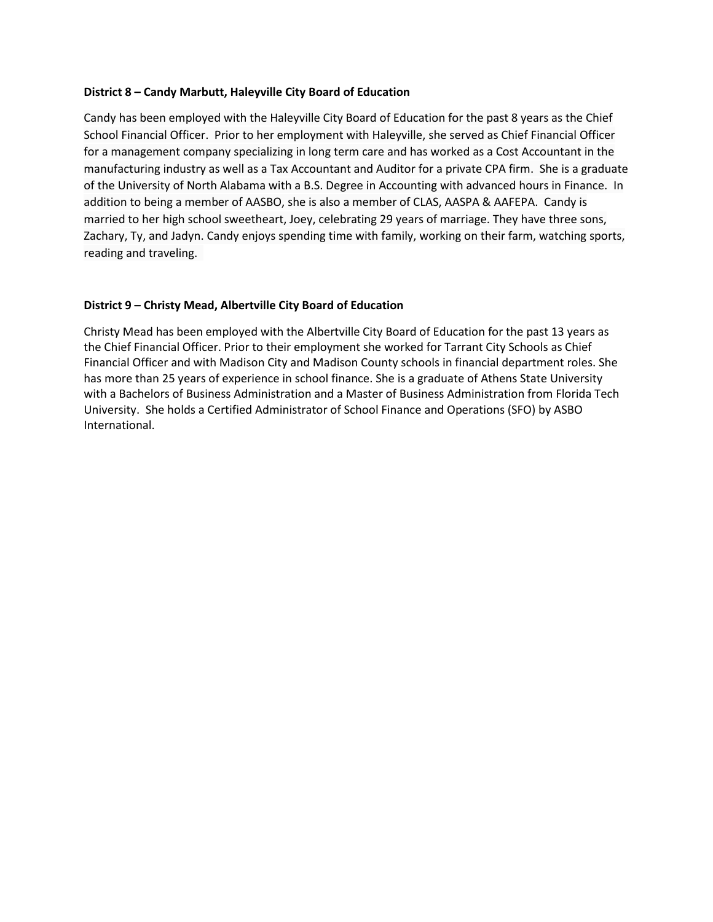**District 8 – Candy Marbutt, Haleyville City Board of Education**

Candy has been employed with the Haleyville City Board of Education for the past 8 years as the Chief School Financial Officer. Prior to her employment with Haleyville, she served as Chief Financial Officer for a management company specializing in long term care and has worked as a Cost Accountant in the manufacturing industry as well as a Tax Accountant and Auditor for a private CPA firm. She is a graduate of the University of North Alabama with a B.S. Degree in Accounting with advanced hours in Finance. In addition to being a member of AASBO, she is also a member of CLAS, AASPA & AAFEPA. Candy is married to her high school sweetheart, Joey, celebrating 29 years of marriage. They have three sons, Zachary, Ty, and Jadyn. Candy enjoys spending time with family, working on their farm, watching sports, reading and traveling.

**District 9 – Christy Mead, Albertville City Board of Education**

Christy Mead has been employed with the Albertville City Board of Education for the past 13 years as the Chief Financial Officer. Prior to their employment she worked for Tarrant City Schools as Chief Financial Officer and with Madison City and Madison County schools in financial department roles. She has more than 25 years of experience in school finance. She is a graduate of Athens State University with a Bachelors of Business Administration and a Master of Business Administration from Florida Tech University. She holds a Certified Administrator of School Finance and Operations (SFO) by ASBO International.